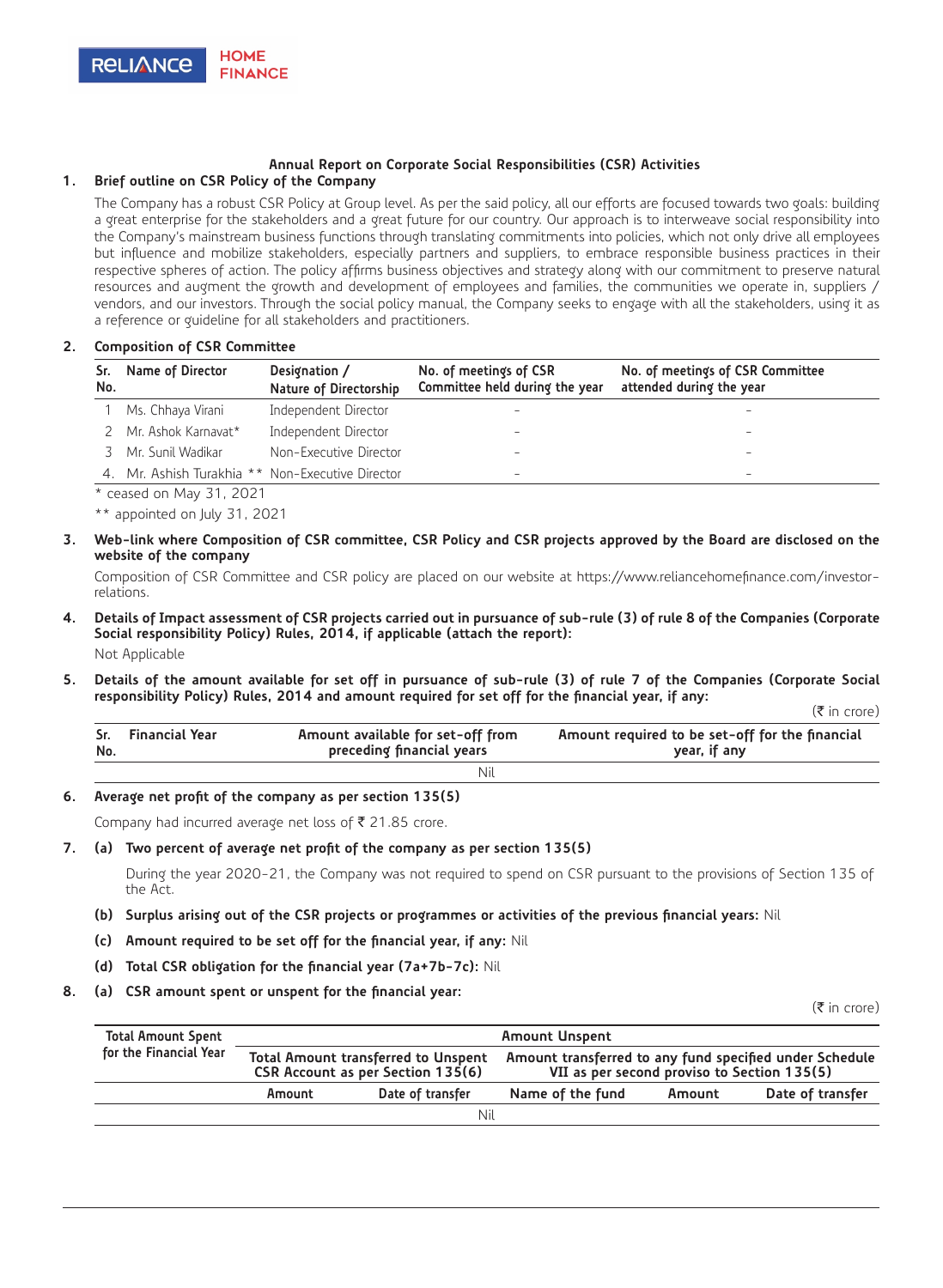## Annual Report on Corporate Social Responsibilities (CSR) Activities

**1. Brief outline on CSR Policy of the Company**

The Company has a robust CSR Policy at Group level. As per the said policy, all our efforts are focused towards two goals: building a great enterprise for the stakeholders and a great future for our country. Our approach is to interweave social responsibility into the Company's mainstream business functions through translating commitments into policies, which not only drive all employees but influence and mobilize stakeholders, especially partners and suppliers, to embrace responsible business practices in their respective spheres of action. The policy affirms business objectives and strategy along with our commitment to preserve natural resources and augment the growth and development of employees and families, the communities we operate in, suppliers / vendors, and our investors. Through the social policy manual, the Company seeks to engage with all the stakeholders, using it as a reference or guideline for all stakeholders and practitioners.

**2. Composition of CSR Committee**

| Sr. No. | Name of Director | Designation / Nature of Directorship | No. of meetings of CSR Committee held during the year | No. of meetings of CSR Committee attended during the year |
|---|---|---|---|---|
| 1 | Ms. Chhaya Virani | Independent Director | - | - |
| 2 | Mr. Ashok Karnavat* | Independent Director | - | - |
| 3 | Mr. Sunil Wadikar | Non-Executive Director | - | - |
| 4. | Mr. Ashish Turakhia ** | Non-Executive Director | - | - |

\* ceased on May 31, 2021

\*\* appointed on July 31, 2021

**3. Web-link where Composition of CSR committee, CSR Policy and CSR projects approved by the Board are disclosed on the website of the company**

Composition of CSR Committee and CSR policy are placed on our website at https://www.reliancehomefinance.com/investor-relations.

**4. Details of Impact assessment of CSR projects carried out in pursuance of sub-rule (3) of rule 8 of the Companies (Corporate Social responsibility Policy) Rules, 2014, if applicable (attach the report):**

Not Applicable

**5. Details of the amount available for set off in pursuance of sub-rule (3) of rule 7 of the Companies (Corporate Social responsibility Policy) Rules, 2014 and amount required for set off for the financial year, if any:**

(₹ in crore)

| Sr. No. | Financial Year | Amount available for set-off from preceding financial years | Amount required to be set-off for the financial year, if any |
|---|---|---|---|
| | | Nil | |

**6. Average net profit of the company as per section 135(5)**

Company had incurred average net loss of ₹ 21.85 crore.

**7. (a) Two percent of average net profit of the company as per section 135(5)**

During the year 2020-21, the Company was not required to spend on CSR pursuant to the provisions of Section 135 of the Act.

**(b) Surplus arising out of the CSR projects or programmes or activities of the previous financial years:** Nil

**(c) Amount required to be set off for the financial year, if any:** Nil

**(d) Total CSR obligation for the financial year (7a+7b-7c):** Nil

**8. (a) CSR amount spent or unspent for the financial year:**

(₹ in crore)

| Total Amount Spent for the Financial Year | Amount Unspent | | | | |
|---|---|---|---|---|---|
| | Total Amount transferred to Unspent CSR Account as per Section 135(6) | | Amount transferred to any fund specified under Schedule VII as per second proviso to Section 135(5) | | |
| | Amount | Date of transfer | Name of the fund | Amount | Date of transfer |
| | | | Nil | | |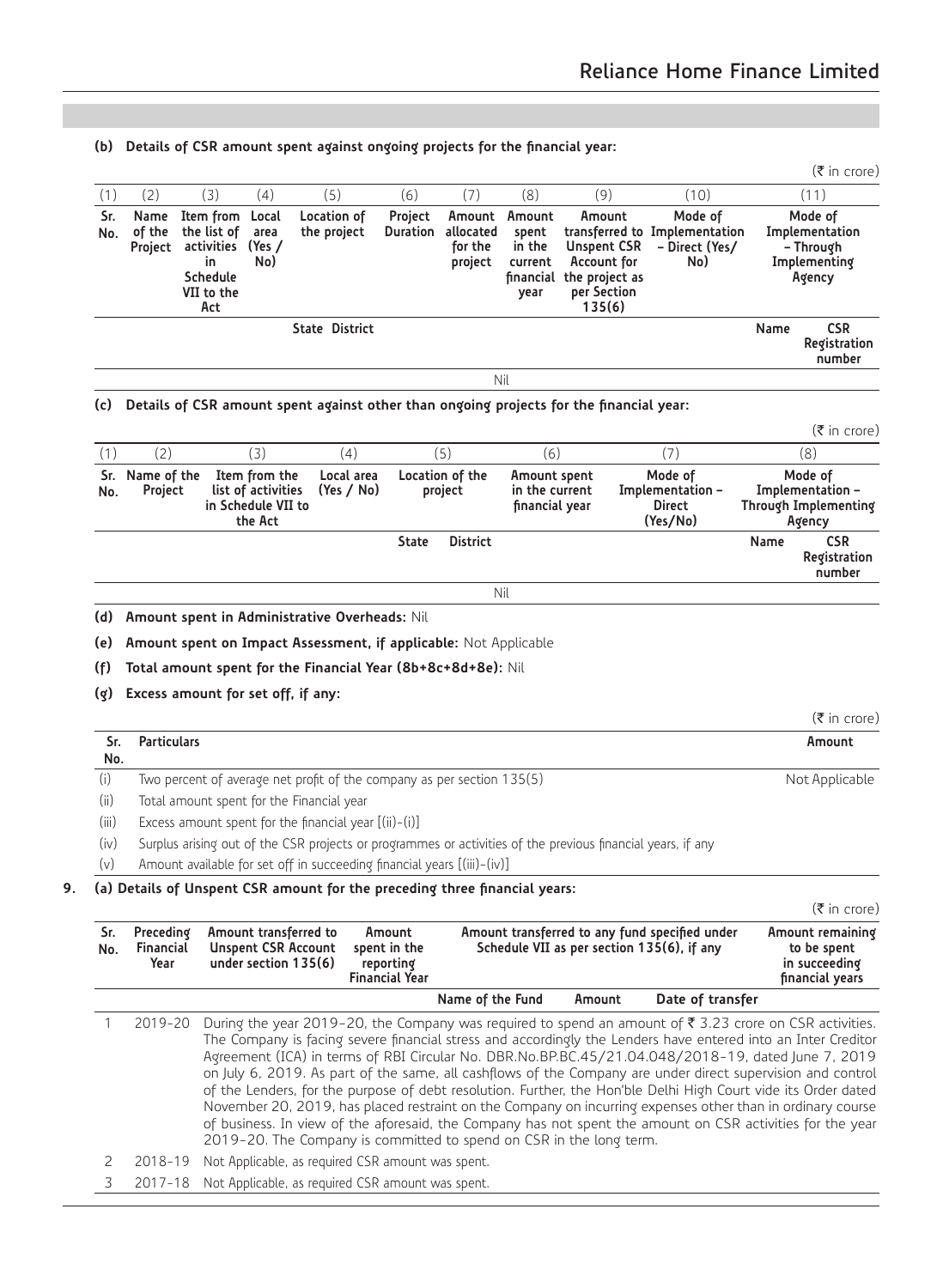**(b) Details of CSR amount spent against ongoing projects for the financial year:**

(₹ in crore)

| (1) | (2) | (3) | (4) | (5) | | (6) | (7) | (8) | (9) | (10) | (11) | |
|---|---|---|---|---|---|---|---|---|---|---|---|---|
| Sr. No. | Name of the Project | Item from the list of activities in Schedule VII to the Act | Local area (Yes / No) | Location of the project | | Project Duration | Amount allocated for the project | Amount spent in the current financial year | Amount transferred to Unspent CSR Account for the project as per Section 135(6) | Mode of Implementation – Direct (Yes/ No) | Mode of Implementation – Through Implementing Agency | |
| | | | | State | District | | | | | | Name | CSR Registration number |
| Nil | | | | | | | | | | | | |

**(c) Details of CSR amount spent against other than ongoing projects for the financial year:**

(₹ in crore)

| (1) | (2) | (3) | (4) | (5) | | (6) | (7) | (8) | |
|---|---|---|---|---|---|---|---|---|---|
| Sr. No. | Name of the Project | Item from the list of activities in Schedule VII to the Act | Local area (Yes / No) | Location of the project | | Amount spent in the current financial year | Mode of Implementation – Direct (Yes/No) | Mode of Implementation – Through Implementing Agency | |
| | | | | State | District | | | Name | CSR Registration number |
| Nil | | | | | | | | | |

**(d) Amount spent in Administrative Overheads:** Nil

**(e) Amount spent on Impact Assessment, if applicable:** Not Applicable

**(f) Total amount spent for the Financial Year (8b+8c+8d+8e):** Nil

**(g) Excess amount for set off, if any:**

(₹ in crore)

| Sr. No. | Particulars | Amount |
|---|---|---|
| (i) | Two percent of average net profit of the company as per section 135(5) | Not Applicable |
| (ii) | Total amount spent for the Financial year | |
| (iii) | Excess amount spent for the financial year [(ii)-(i)] | |
| (iv) | Surplus arising out of the CSR projects or programmes or activities of the previous financial years, if any | |
| (v) | Amount available for set off in succeeding financial years [(iii)-(iv)] | |

**9. (a) Details of Unspent CSR amount for the preceding three financial years:**

(₹ in crore)

| Sr. No. | Preceding Financial Year | Amount transferred to Unspent CSR Account under section 135(6) | Amount spent in the reporting Financial Year | Amount transferred to any fund specified under Schedule VII as per section 135(6), if any | | | Amount remaining to be spent in succeeding financial years |
|---|---|---|---|---|---|---|---|
| | | | | Name of the Fund | Amount | Date of transfer | |
| 1 | 2019-20 | During the year 2019-20, the Company was required to spend an amount of ₹ 3.23 crore on CSR activities. The Company is facing severe financial stress and accordingly the Lenders have entered into an Inter Creditor Agreement (ICA) in terms of RBI Circular No. DBR.No.BP.BC.45/21.04.048/2018-19, dated June 7, 2019 on July 6, 2019. As part of the same, all cashflows of the Company are under direct supervision and control of the Lenders, for the purpose of debt resolution. Further, the Hon'ble Delhi High Court vide its Order dated November 20, 2019, has placed restraint on the Company on incurring expenses other than in ordinary course of business. In view of the aforesaid, the Company has not spent the amount on CSR activities for the year 2019-20. The Company is committed to spend on CSR in the long term. | | | | | |
| 2 | 2018-19 | Not Applicable, as required CSR amount was spent. | | | | | |
| 3 | 2017-18 | Not Applicable, as required CSR amount was spent. | | | | | |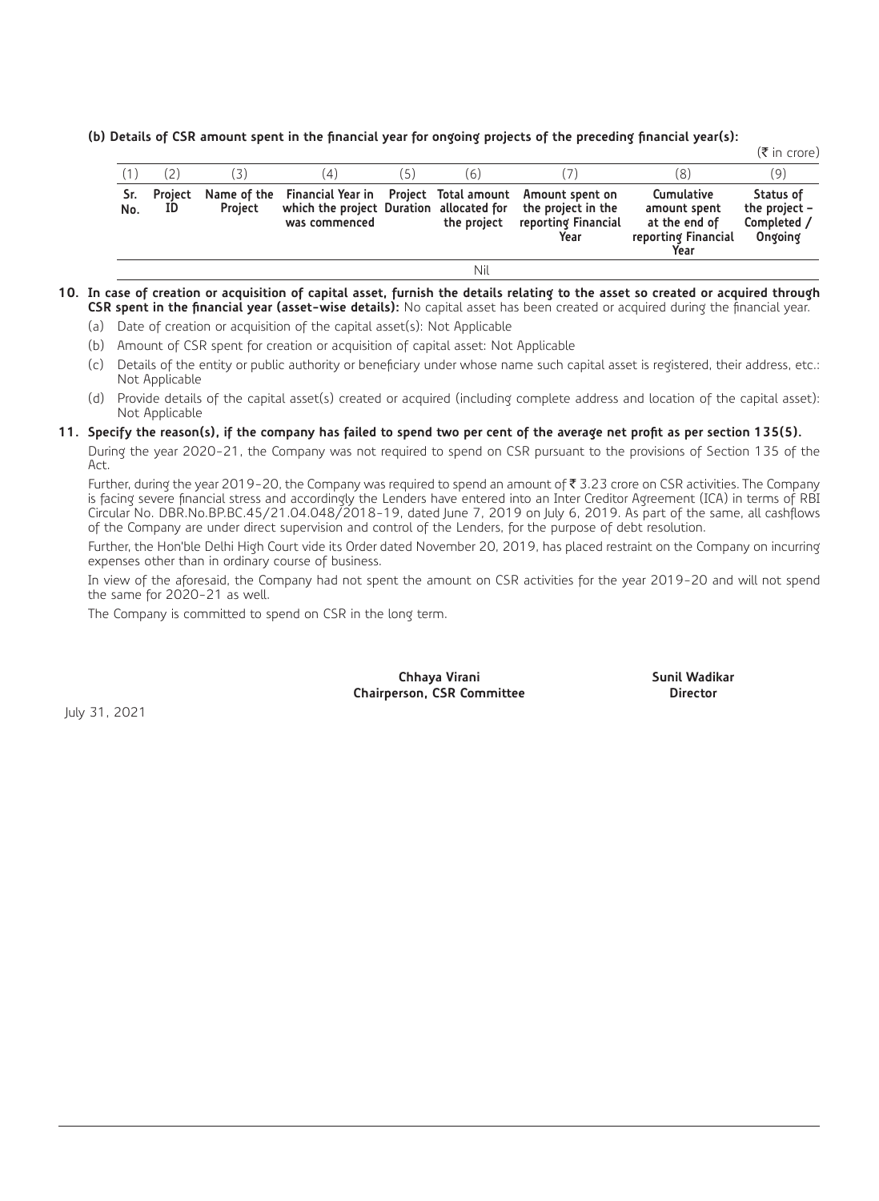**(b) Details of CSR amount spent in the financial year for ongoing projects of the preceding financial year(s):**

(₹ in crore)

| (1) | (2) | (3) | (4) | (5) | (6) | (7) | (8) | (9) |
|---|---|---|---|---|---|---|---|---|
| **Sr. No.** | **Project ID** | **Name of the Project** | **Financial Year in which the project was commenced** | **Project Duration** | **Total amount allocated for the project** | **Amount spent on the project in the reporting Financial Year** | **Cumulative amount spent at the end of reporting Financial Year** | **Status of the project – Completed / Ongoing** |
| | | | | | Nil | | | |

**10. In case of creation or acquisition of capital asset, furnish the details relating to the asset so created or acquired through CSR spent in the financial year (asset-wise details):** No capital asset has been created or acquired during the financial year.

(a) Date of creation or acquisition of the capital asset(s): Not Applicable

(b) Amount of CSR spent for creation or acquisition of capital asset: Not Applicable

(c) Details of the entity or public authority or beneficiary under whose name such capital asset is registered, their address, etc.: Not Applicable

(d) Provide details of the capital asset(s) created or acquired (including complete address and location of the capital asset): Not Applicable

**11. Specify the reason(s), if the company has failed to spend two per cent of the average net profit as per section 135(5).**

During the year 2020-21, the Company was not required to spend on CSR pursuant to the provisions of Section 135 of the Act.

Further, during the year 2019-20, the Company was required to spend an amount of ₹ 3.23 crore on CSR activities. The Company is facing severe financial stress and accordingly the Lenders have entered into an Inter Creditor Agreement (ICA) in terms of RBI Circular No. DBR.No.BP.BC.45/21.04.048/2018-19, dated June 7, 2019 on July 6, 2019. As part of the same, all cashflows of the Company are under direct supervision and control of the Lenders, for the purpose of debt resolution.

Further, the Hon'ble Delhi High Court vide its Order dated November 20, 2019, has placed restraint on the Company on incurring expenses other than in ordinary course of business.

In view of the aforesaid, the Company had not spent the amount on CSR activities for the year 2019-20 and will not spend the same for 2020-21 as well.

The Company is committed to spend on CSR in the long term.

**Chhaya Virani**
**Chairperson, CSR Committee**

**Sunil Wadikar**
**Director**

July 31, 2021